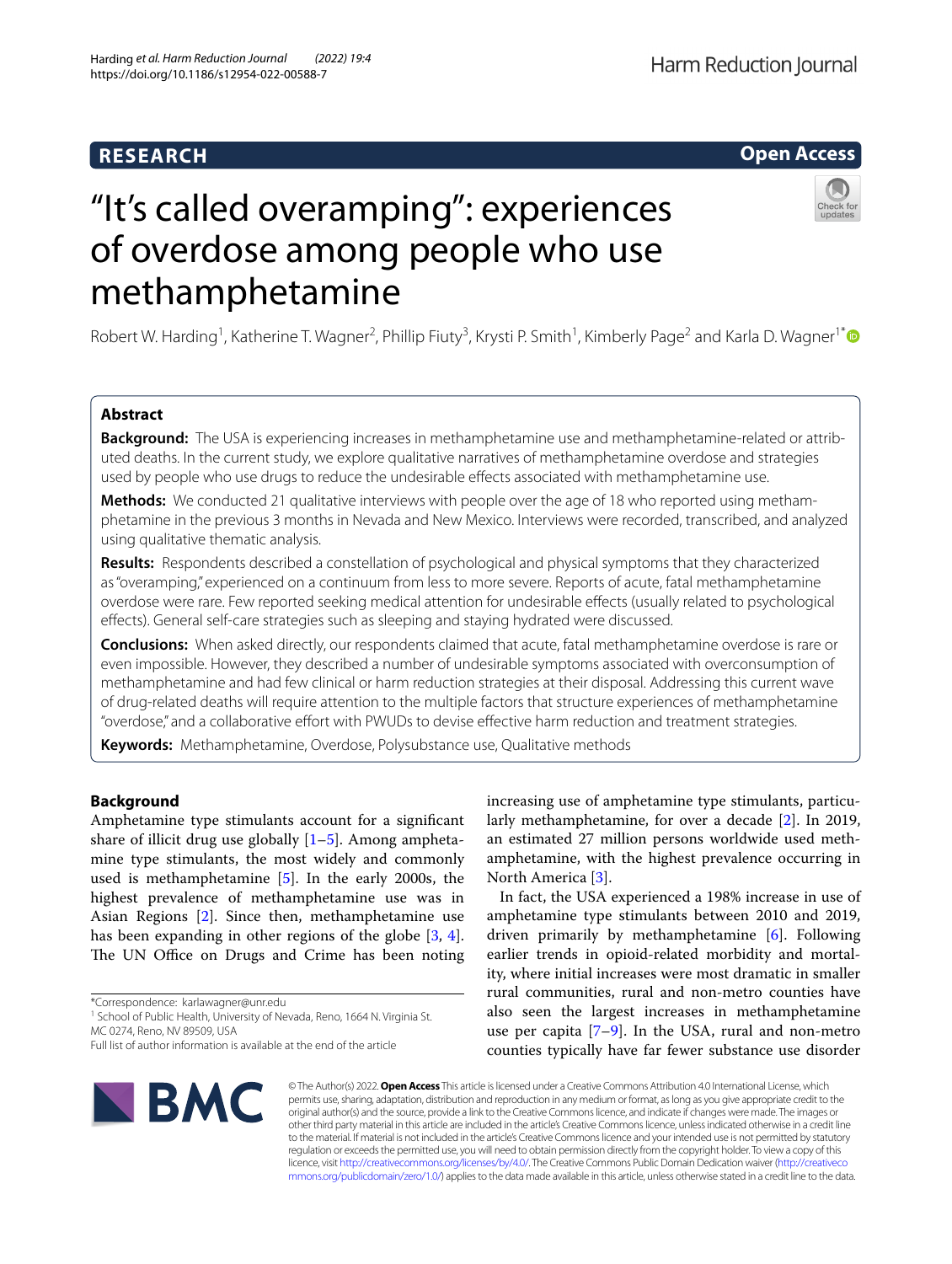**RESEARCH** **Open Access**

# "It's called overamping": experiences of overdose among people who use methamphetamine

Robert W. Harding[1], Katherine T. Wagner[2], Phillip Fiuty[3], Krysti P. Smith[1], Kimberly Page[2] and Karla D. Wagner[1*]

## Abstract

**Background:** The USA is experiencing increases in methamphetamine use and methamphetamine-related or attributed deaths. In the current study, we explore qualitative narratives of methamphetamine overdose and strategies used by people who use drugs to reduce the undesirable effects associated with methamphetamine use.

**Methods:** We conducted 21 qualitative interviews with people over the age of 18 who reported using methamphetamine in the previous 3 months in Nevada and New Mexico. Interviews were recorded, transcribed, and analyzed using qualitative thematic analysis.

**Results:** Respondents described a constellation of psychological and physical symptoms that they characterized as "overamping," experienced on a continuum from less to more severe. Reports of acute, fatal methamphetamine overdose were rare. Few reported seeking medical attention for undesirable effects (usually related to psychological effects). General self-care strategies such as sleeping and staying hydrated were discussed.

**Conclusions:** When asked directly, our respondents claimed that acute, fatal methamphetamine overdose is rare or even impossible. However, they described a number of undesirable symptoms associated with overconsumption of methamphetamine and had few clinical or harm reduction strategies at their disposal. Addressing this current wave of drug-related deaths will require attention to the multiple factors that structure experiences of methamphetamine "overdose," and a collaborative effort with PWUDs to devise effective harm reduction and treatment strategies.

**Keywords:** Methamphetamine, Overdose, Polysubstance use, Qualitative methods

## Background

Amphetamine type stimulants account for a significant share of illicit drug use globally [1–5]. Among amphetamine type stimulants, the most widely and commonly used is methamphetamine [5]. In the early 2000s, the highest prevalence of methamphetamine use was in Asian Regions [2]. Since then, methamphetamine use has been expanding in other regions of the globe [3, 4]. The UN Office on Drugs and Crime has been noting increasing use of amphetamine type stimulants, particularly methamphetamine, for over a decade [2]. In 2019, an estimated 27 million persons worldwide used methamphetamine, with the highest prevalence occurring in North America [3].

In fact, the USA experienced a 198% increase in use of amphetamine type stimulants between 2010 and 2019, driven primarily by methamphetamine [6]. Following earlier trends in opioid-related morbidity and mortality, where initial increases were most dramatic in smaller rural communities, rural and non-metro counties have also seen the largest increases in methamphetamine use per capita [7–9]. In the USA, rural and non-metro counties typically have far fewer substance use disorder

*Correspondence: karlawagner@unr.edu
[1] School of Public Health, University of Nevada, Reno, 1664 N. Virginia St. MC 0274, Reno, NV 89509, USA
Full list of author information is available at the end of the article

© The Author(s) 2022. **Open Access** This article is licensed under a Creative Commons Attribution 4.0 International License, which permits use, sharing, adaptation, distribution and reproduction in any medium or format, as long as you give appropriate credit to the original author(s) and the source, provide a link to the Creative Commons licence, and indicate if changes were made. The images or other third party material in this article are included in the article's Creative Commons licence, unless indicated otherwise in a credit line to the material. If material is not included in the article's Creative Commons licence and your intended use is not permitted by statutory regulation or exceeds the permitted use, you will need to obtain permission directly from the copyright holder. To view a copy of this licence, visit http://creativecommons.org/licenses/by/4.0/. The Creative Commons Public Domain Dedication waiver (http://creativecommons.org/publicdomain/zero/1.0/) applies to the data made available in this article, unless otherwise stated in a credit line to the data.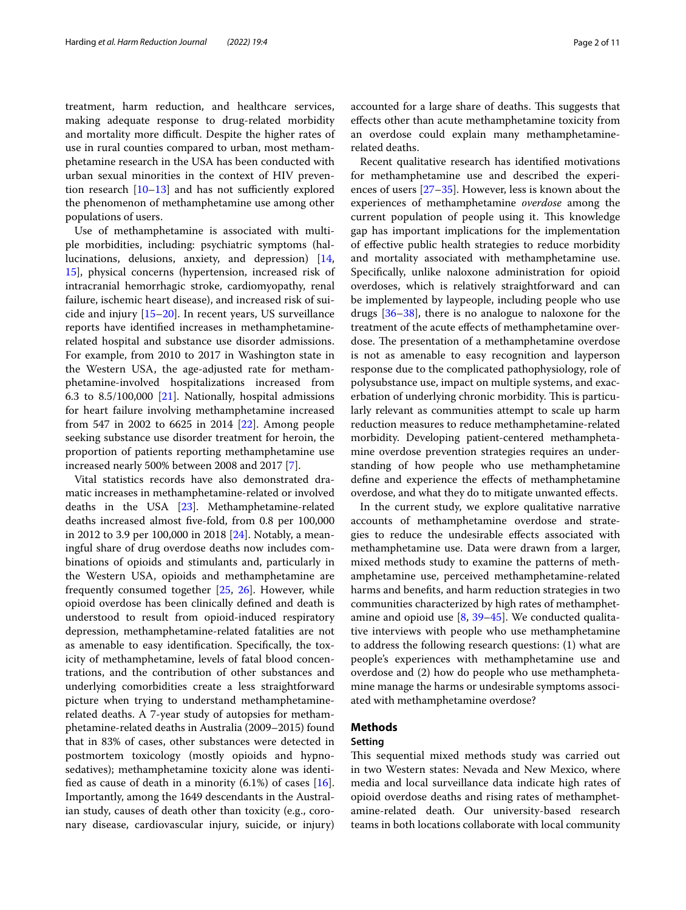treatment, harm reduction, and healthcare services, making adequate response to drug-related morbidity and mortality more difficult. Despite the higher rates of use in rural counties compared to urban, most methamphetamine research in the USA has been conducted with urban sexual minorities in the context of HIV prevention research [10–13] and has not sufficiently explored the phenomenon of methamphetamine use among other populations of users.

Use of methamphetamine is associated with multiple morbidities, including: psychiatric symptoms (hallucinations, delusions, anxiety, and depression) [14, 15], physical concerns (hypertension, increased risk of intracranial hemorrhagic stroke, cardiomyopathy, renal failure, ischemic heart disease), and increased risk of suicide and injury [15–20]. In recent years, US surveillance reports have identified increases in methamphetamine-related hospital and substance use disorder admissions. For example, from 2010 to 2017 in Washington state in the Western USA, the age-adjusted rate for methamphetamine-involved hospitalizations increased from 6.3 to 8.5/100,000 [21]. Nationally, hospital admissions for heart failure involving methamphetamine increased from 547 in 2002 to 6625 in 2014 [22]. Among people seeking substance use disorder treatment for heroin, the proportion of patients reporting methamphetamine use increased nearly 500% between 2008 and 2017 [7].

Vital statistics records have also demonstrated dramatic increases in methamphetamine-related or involved deaths in the USA [23]. Methamphetamine-related deaths increased almost five-fold, from 0.8 per 100,000 in 2012 to 3.9 per 100,000 in 2018 [24]. Notably, a meaningful share of drug overdose deaths now includes combinations of opioids and stimulants and, particularly in the Western USA, opioids and methamphetamine are frequently consumed together [25, 26]. However, while opioid overdose has been clinically defined and death is understood to result from opioid-induced respiratory depression, methamphetamine-related fatalities are not as amenable to easy identification. Specifically, the toxicity of methamphetamine, levels of fatal blood concentrations, and the contribution of other substances and underlying comorbidities create a less straightforward picture when trying to understand methamphetamine-related deaths. A 7-year study of autopsies for methamphetamine-related deaths in Australia (2009–2015) found that in 83% of cases, other substances were detected in postmortem toxicology (mostly opioids and hypnosedatives); methamphetamine toxicity alone was identified as cause of death in a minority (6.1%) of cases [16]. Importantly, among the 1649 descendants in the Australian study, causes of death other than toxicity (e.g., coronary disease, cardiovascular injury, suicide, or injury) accounted for a large share of deaths. This suggests that effects other than acute methamphetamine toxicity from an overdose could explain many methamphetamine-related deaths.

Recent qualitative research has identified motivations for methamphetamine use and described the experiences of users [27–35]. However, less is known about the experiences of methamphetamine *overdose* among the current population of people using it. This knowledge gap has important implications for the implementation of effective public health strategies to reduce morbidity and mortality associated with methamphetamine use. Specifically, unlike naloxone administration for opioid overdoses, which is relatively straightforward and can be implemented by laypeople, including people who use drugs [36–38], there is no analogue to naloxone for the treatment of the acute effects of methamphetamine overdose. The presentation of a methamphetamine overdose is not as amenable to easy recognition and layperson response due to the complicated pathophysiology, role of polysubstance use, impact on multiple systems, and exacerbation of underlying chronic morbidity. This is particularly relevant as communities attempt to scale up harm reduction measures to reduce methamphetamine-related morbidity. Developing patient-centered methamphetamine overdose prevention strategies requires an understanding of how people who use methamphetamine define and experience the effects of methamphetamine overdose, and what they do to mitigate unwanted effects.

In the current study, we explore qualitative narrative accounts of methamphetamine overdose and strategies to reduce the undesirable effects associated with methamphetamine use. Data were drawn from a larger, mixed methods study to examine the patterns of methamphetamine use, perceived methamphetamine-related harms and benefits, and harm reduction strategies in two communities characterized by high rates of methamphetamine and opioid use [8, 39–45]. We conducted qualitative interviews with people who use methamphetamine to address the following research questions: (1) what are people's experiences with methamphetamine use and overdose and (2) how do people who use methamphetamine manage the harms or undesirable symptoms associated with methamphetamine overdose?

## Methods

### Setting

This sequential mixed methods study was carried out in two Western states: Nevada and New Mexico, where media and local surveillance data indicate high rates of opioid overdose deaths and rising rates of methamphetamine-related death. Our university-based research teams in both locations collaborate with local community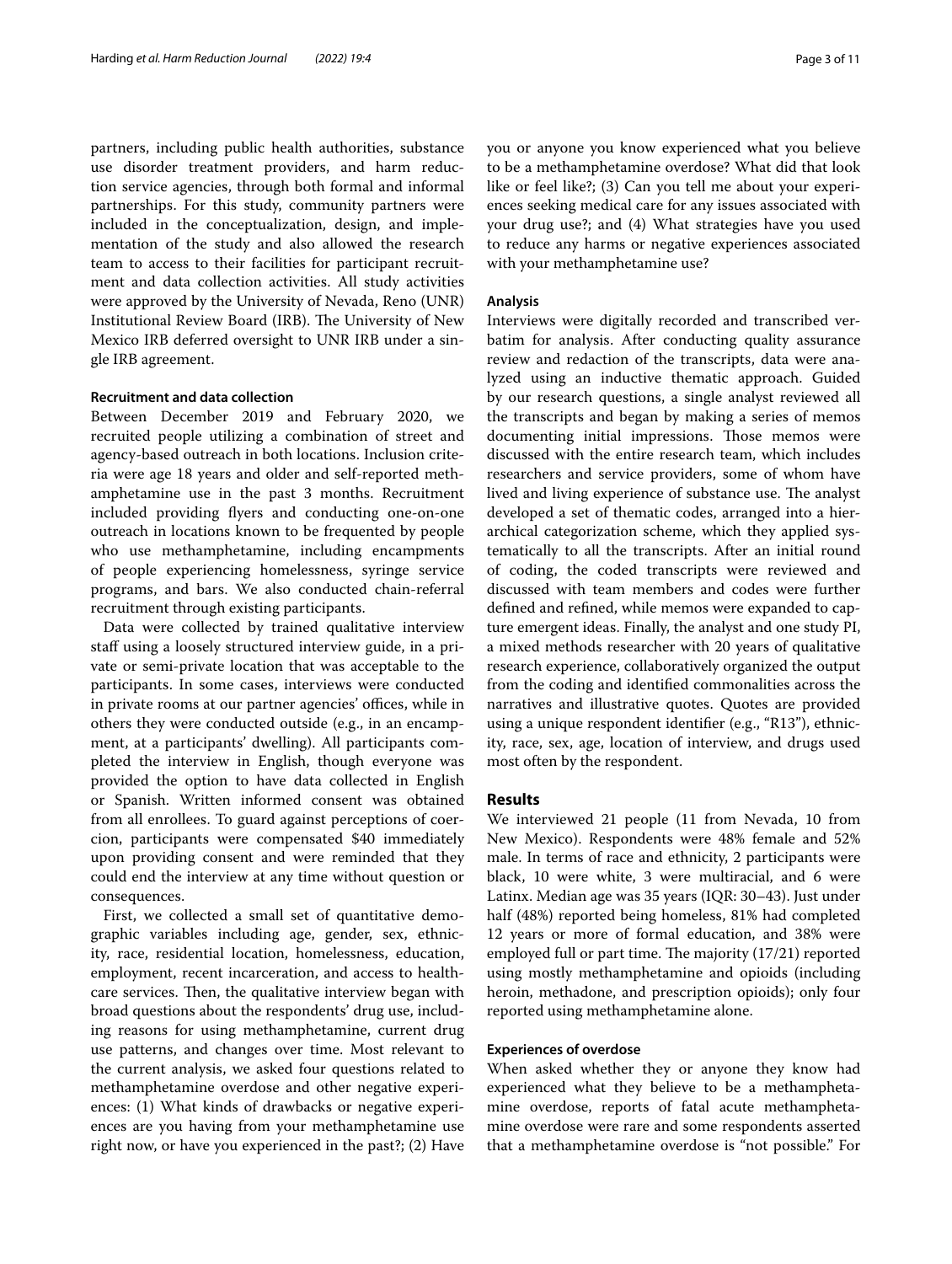partners, including public health authorities, substance use disorder treatment providers, and harm reduction service agencies, through both formal and informal partnerships. For this study, community partners were included in the conceptualization, design, and implementation of the study and also allowed the research team to access to their facilities for participant recruitment and data collection activities. All study activities were approved by the University of Nevada, Reno (UNR) Institutional Review Board (IRB). The University of New Mexico IRB deferred oversight to UNR IRB under a single IRB agreement.

### Recruitment and data collection

Between December 2019 and February 2020, we recruited people utilizing a combination of street and agency-based outreach in both locations. Inclusion criteria were age 18 years and older and self-reported methamphetamine use in the past 3 months. Recruitment included providing flyers and conducting one-on-one outreach in locations known to be frequented by people who use methamphetamine, including encampments of people experiencing homelessness, syringe service programs, and bars. We also conducted chain-referral recruitment through existing participants.

Data were collected by trained qualitative interview staff using a loosely structured interview guide, in a private or semi-private location that was acceptable to the participants. In some cases, interviews were conducted in private rooms at our partner agencies' offices, while in others they were conducted outside (e.g., in an encampment, at a participants' dwelling). All participants completed the interview in English, though everyone was provided the option to have data collected in English or Spanish. Written informed consent was obtained from all enrollees. To guard against perceptions of coercion, participants were compensated \$40 immediately upon providing consent and were reminded that they could end the interview at any time without question or consequences.

First, we collected a small set of quantitative demographic variables including age, gender, sex, ethnicity, race, residential location, homelessness, education, employment, recent incarceration, and access to healthcare services. Then, the qualitative interview began with broad questions about the respondents' drug use, including reasons for using methamphetamine, current drug use patterns, and changes over time. Most relevant to the current analysis, we asked four questions related to methamphetamine overdose and other negative experiences: (1) What kinds of drawbacks or negative experiences are you having from your methamphetamine use right now, or have you experienced in the past?; (2) Have you or anyone you know experienced what you believe to be a methamphetamine overdose? What did that look like or feel like?; (3) Can you tell me about your experiences seeking medical care for any issues associated with your drug use?; and (4) What strategies have you used to reduce any harms or negative experiences associated with your methamphetamine use?

### Analysis

Interviews were digitally recorded and transcribed verbatim for analysis. After conducting quality assurance review and redaction of the transcripts, data were analyzed using an inductive thematic approach. Guided by our research questions, a single analyst reviewed all the transcripts and began by making a series of memos documenting initial impressions. Those memos were discussed with the entire research team, which includes researchers and service providers, some of whom have lived and living experience of substance use. The analyst developed a set of thematic codes, arranged into a hierarchical categorization scheme, which they applied systematically to all the transcripts. After an initial round of coding, the coded transcripts were reviewed and discussed with team members and codes were further defined and refined, while memos were expanded to capture emergent ideas. Finally, the analyst and one study PI, a mixed methods researcher with 20 years of qualitative research experience, collaboratively organized the output from the coding and identified commonalities across the narratives and illustrative quotes. Quotes are provided using a unique respondent identifier (e.g., "R13"), ethnicity, race, sex, age, location of interview, and drugs used most often by the respondent.

## Results

We interviewed 21 people (11 from Nevada, 10 from New Mexico). Respondents were 48% female and 52% male. In terms of race and ethnicity, 2 participants were black, 10 were white, 3 were multiracial, and 6 were Latinx. Median age was 35 years (IQR: 30–43). Just under half (48%) reported being homeless, 81% had completed 12 years or more of formal education, and 38% were employed full or part time. The majority (17/21) reported using mostly methamphetamine and opioids (including heroin, methadone, and prescription opioids); only four reported using methamphetamine alone.

### Experiences of overdose

When asked whether they or anyone they know had experienced what they believe to be a methamphetamine overdose, reports of fatal acute methamphetamine overdose were rare and some respondents asserted that a methamphetamine overdose is "not possible." For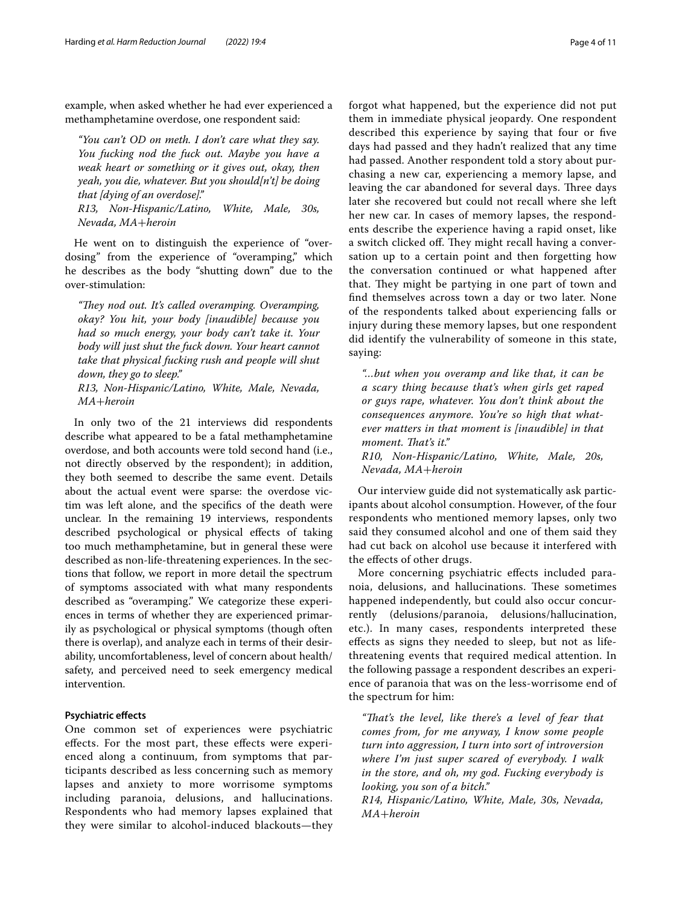example, when asked whether he had ever experienced a methamphetamine overdose, one respondent said:

> *"You can't OD on meth. I don't care what they say. You fucking nod the fuck out. Maybe you have a weak heart or something or it gives out, okay, then yeah, you die, whatever. But you should[n't] be doing that [dying of an overdose]."*
> *R13, Non-Hispanic/Latino, White, Male, 30s, Nevada, MA+heroin*

He went on to distinguish the experience of "overdosing" from the experience of "overamping," which he describes as the body "shutting down" due to the over-stimulation:

> *"They nod out. It's called overamping. Overamping, okay? You hit, your body [inaudible] because you had so much energy, your body can't take it. Your body will just shut the fuck down. Your heart cannot take that physical fucking rush and people will shut down, they go to sleep."*
> *R13, Non-Hispanic/Latino, White, Male, Nevada, MA+heroin*

In only two of the 21 interviews did respondents describe what appeared to be a fatal methamphetamine overdose, and both accounts were told second hand (i.e., not directly observed by the respondent); in addition, they both seemed to describe the same event. Details about the actual event were sparse: the overdose victim was left alone, and the specifics of the death were unclear. In the remaining 19 interviews, respondents described psychological or physical effects of taking too much methamphetamine, but in general these were described as non-life-threatening experiences. In the sections that follow, we report in more detail the spectrum of symptoms associated with what many respondents described as "overamping." We categorize these experiences in terms of whether they are experienced primarily as psychological or physical symptoms (though often there is overlap), and analyze each in terms of their desirability, uncomfortableness, level of concern about health/safety, and perceived need to seek emergency medical intervention.

### Psychiatric effects

One common set of experiences were psychiatric effects. For the most part, these effects were experienced along a continuum, from symptoms that participants described as less concerning such as memory lapses and anxiety to more worrisome symptoms including paranoia, delusions, and hallucinations. Respondents who had memory lapses explained that they were similar to alcohol-induced blackouts—they forgot what happened, but the experience did not put them in immediate physical jeopardy. One respondent described this experience by saying that four or five days had passed and they hadn't realized that any time had passed. Another respondent told a story about purchasing a new car, experiencing a memory lapse, and leaving the car abandoned for several days. Three days later she recovered but could not recall where she left her new car. In cases of memory lapses, the respondents describe the experience having a rapid onset, like a switch clicked off. They might recall having a conversation up to a certain point and then forgetting how the conversation continued or what happened after that. They might be partying in one part of town and find themselves across town a day or two later. None of the respondents talked about experiencing falls or injury during these memory lapses, but one respondent did identify the vulnerability of someone in this state, saying:

> *"...but when you overamp and like that, it can be a scary thing because that's when girls get raped or guys rape, whatever. You don't think about the consequences anymore. You're so high that whatever matters in that moment is [inaudible] in that moment. That's it."*
> *R10, Non-Hispanic/Latino, White, Male, 20s, Nevada, MA+heroin*

Our interview guide did not systematically ask participants about alcohol consumption. However, of the four respondents who mentioned memory lapses, only two said they consumed alcohol and one of them said they had cut back on alcohol use because it interfered with the effects of other drugs.

More concerning psychiatric effects included paranoia, delusions, and hallucinations. These sometimes happened independently, but could also occur concurrently (delusions/paranoia, delusions/hallucination, etc.). In many cases, respondents interpreted these effects as signs they needed to sleep, but not as life-threatening events that required medical attention. In the following passage a respondent describes an experience of paranoia that was on the less-worrisome end of the spectrum for him:

> *"That's the level, like there's a level of fear that comes from, for me anyway, I know some people turn into aggression, I turn into sort of introversion where I'm just super scared of everybody. I walk in the store, and oh, my god. Fucking everybody is looking, you son of a bitch."*
> *R14, Hispanic/Latino, White, Male, 30s, Nevada, MA+heroin*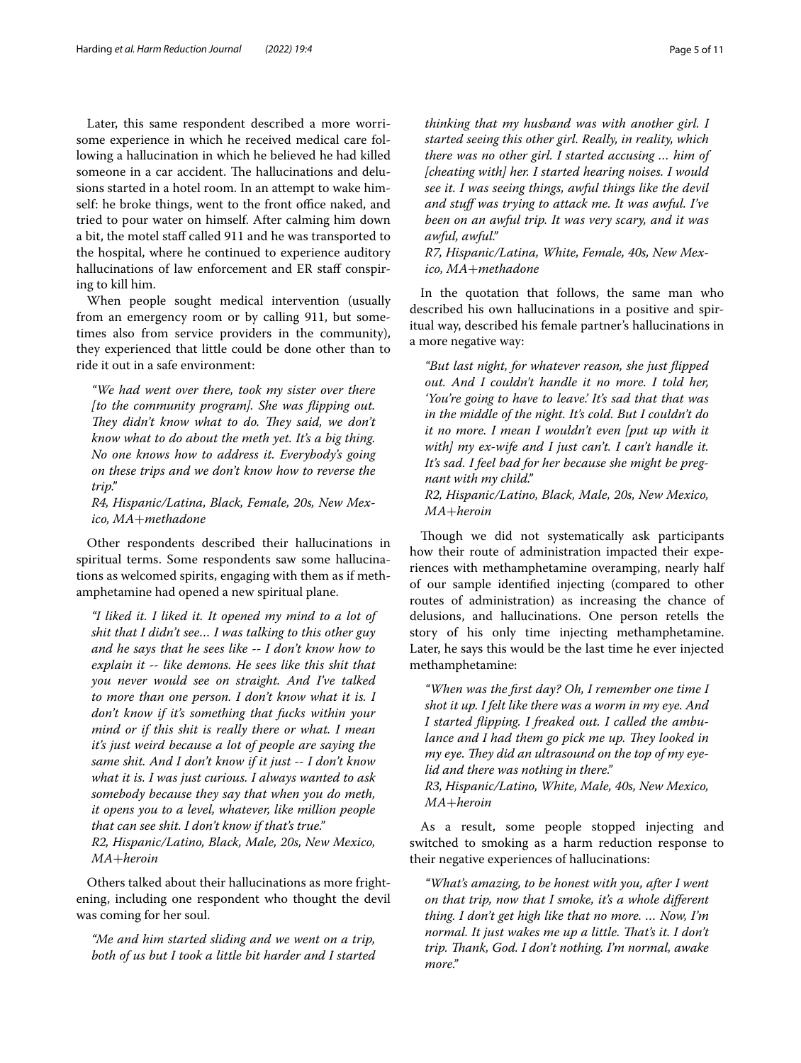Later, this same respondent described a more worrisome experience in which he received medical care following a hallucination in which he believed he had killed someone in a car accident. The hallucinations and delusions started in a hotel room. In an attempt to wake himself: he broke things, went to the front office naked, and tried to pour water on himself. After calming him down a bit, the motel staff called 911 and he was transported to the hospital, where he continued to experience auditory hallucinations of law enforcement and ER staff conspiring to kill him.

When people sought medical intervention (usually from an emergency room or by calling 911, but sometimes also from service providers in the community), they experienced that little could be done other than to ride it out in a safe environment:

> *"We had went over there, took my sister over there [to the community program]. She was flipping out. They didn't know what to do. They said, we don't know what to do about the meth yet. It's a big thing. No one knows how to address it. Everybody's going on these trips and we don't know how to reverse the trip."*
> *R4, Hispanic/Latina, Black, Female, 20s, New Mexico, MA+methadone*

Other respondents described their hallucinations in spiritual terms. Some respondents saw some hallucinations as welcomed spirits, engaging with them as if methamphetamine had opened a new spiritual plane.

> *"I liked it. I liked it. It opened my mind to a lot of shit that I didn't see… I was talking to this other guy and he says that he sees like -- I don't know how to explain it -- like demons. He sees like this shit that you never would see on straight. And I've talked to more than one person. I don't know what it is. I don't know if it's something that fucks within your mind or if this shit is really there or what. I mean it's just weird because a lot of people are saying the same shit. And I don't know if it just -- I don't know what it is. I was just curious. I always wanted to ask somebody because they say that when you do meth, it opens you to a level, whatever, like million people that can see shit. I don't know if that's true."*
> *R2, Hispanic/Latino, Black, Male, 20s, New Mexico, MA+heroin*

Others talked about their hallucinations as more frightening, including one respondent who thought the devil was coming for her soul.

> *"Me and him started sliding and we went on a trip, both of us but I took a little bit harder and I started thinking that my husband was with another girl. I started seeing this other girl. Really, in reality, which there was no other girl. I started accusing … him of [cheating with] her. I started hearing noises. I would see it. I was seeing things, awful things like the devil and stuff was trying to attack me. It was awful. I've been on an awful trip. It was very scary, and it was awful, awful."*
> *R7, Hispanic/Latina, White, Female, 40s, New Mexico, MA+methadone*

In the quotation that follows, the same man who described his own hallucinations in a positive and spiritual way, described his female partner's hallucinations in a more negative way:

> *"But last night, for whatever reason, she just flipped out. And I couldn't handle it no more. I told her, 'You're going to have to leave.' It's sad that that was in the middle of the night. It's cold. But I couldn't do it no more. I mean I wouldn't even [put up with it with] my ex-wife and I just can't. I can't handle it. It's sad. I feel bad for her because she might be pregnant with my child."*
> *R2, Hispanic/Latino, Black, Male, 20s, New Mexico, MA+heroin*

Though we did not systematically ask participants how their route of administration impacted their experiences with methamphetamine overamping, nearly half of our sample identified injecting (compared to other routes of administration) as increasing the chance of delusions, and hallucinations. One person retells the story of his only time injecting methamphetamine. Later, he says this would be the last time he ever injected methamphetamine:

> *"When was the first day? Oh, I remember one time I shot it up. I felt like there was a worm in my eye. And I started flipping. I freaked out. I called the ambulance and I had them go pick me up. They looked in my eye. They did an ultrasound on the top of my eyelid and there was nothing in there."*
> *R3, Hispanic/Latino, White, Male, 40s, New Mexico, MA+heroin*

As a result, some people stopped injecting and switched to smoking as a harm reduction response to their negative experiences of hallucinations:

> *"What's amazing, to be honest with you, after I went on that trip, now that I smoke, it's a whole different thing. I don't get high like that no more. … Now, I'm normal. It just wakes me up a little. That's it. I don't trip. Thank, God. I don't nothing. I'm normal, awake more."*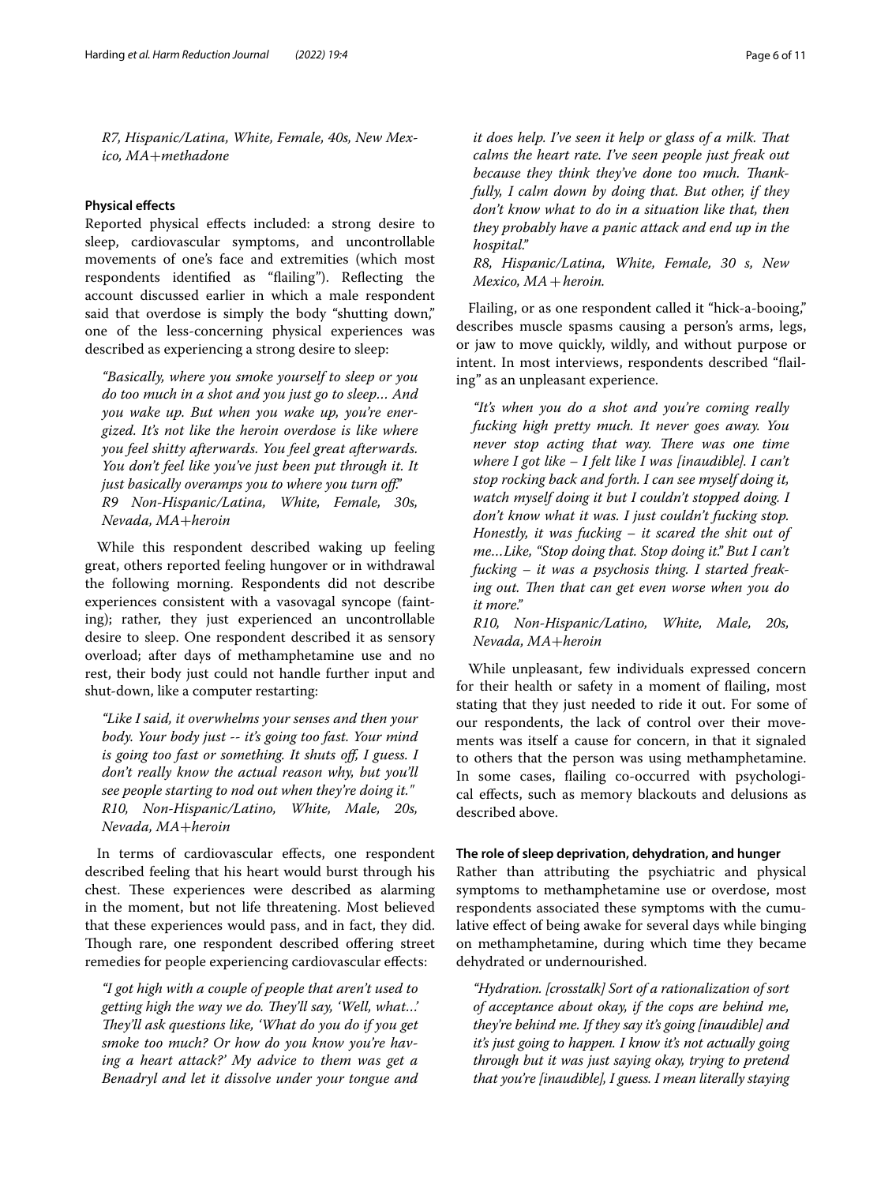*R7, Hispanic/Latina, White, Female, 40s, New Mexico, MA+methadone*

### Physical effects

Reported physical effects included: a strong desire to sleep, cardiovascular symptoms, and uncontrollable movements of one's face and extremities (which most respondents identified as "flailing"). Reflecting the account discussed earlier in which a male respondent said that overdose is simply the body "shutting down," one of the less-concerning physical experiences was described as experiencing a strong desire to sleep:

> *"Basically, where you smoke yourself to sleep or you do too much in a shot and you just go to sleep… And you wake up. But when you wake up, you're energized. It's not like the heroin overdose is like where you feel shitty afterwards. You feel great afterwards. You don't feel like you've just been put through it. It just basically overamps you to where you turn off."*
> *R9 Non-Hispanic/Latina, White, Female, 30s, Nevada, MA+heroin*

While this respondent described waking up feeling great, others reported feeling hungover or in withdrawal the following morning. Respondents did not describe experiences consistent with a vasovagal syncope (fainting); rather, they just experienced an uncontrollable desire to sleep. One respondent described it as sensory overload; after days of methamphetamine use and no rest, their body just could not handle further input and shut-down, like a computer restarting:

> *"Like I said, it overwhelms your senses and then your body. Your body just -- it's going too fast. Your mind is going too fast or something. It shuts off, I guess. I don't really know the actual reason why, but you'll see people starting to nod out when they're doing it."*
> *R10, Non-Hispanic/Latino, White, Male, 20s, Nevada, MA+heroin*

In terms of cardiovascular effects, one respondent described feeling that his heart would burst through his chest. These experiences were described as alarming in the moment, but not life threatening. Most believed that these experiences would pass, and in fact, they did. Though rare, one respondent described offering street remedies for people experiencing cardiovascular effects:

> *"I got high with a couple of people that aren't used to getting high the way we do. They'll say, 'Well, what…' They'll ask questions like, 'What do you do if you get smoke too much? Or how do you know you're having a heart attack?' My advice to them was get a Benadryl and let it dissolve under your tongue and it does help. I've seen it help or glass of a milk. That calms the heart rate. I've seen people just freak out because they think they've done too much. Thankfully, I calm down by doing that. But other, if they don't know what to do in a situation like that, then they probably have a panic attack and end up in the hospital."*
> *R8, Hispanic/Latina, White, Female, 30 s, New Mexico, MA + heroin.*

Flailing, or as one respondent called it "hick-a-booing," describes muscle spasms causing a person's arms, legs, or jaw to move quickly, wildly, and without purpose or intent. In most interviews, respondents described "flailing" as an unpleasant experience.

> *"It's when you do a shot and you're coming really fucking high pretty much. It never goes away. You never stop acting that way. There was one time where I got like – I felt like I was [inaudible]. I can't stop rocking back and forth. I can see myself doing it, watch myself doing it but I couldn't stopped doing. I don't know what it was. I just couldn't fucking stop. Honestly, it was fucking – it scared the shit out of me…Like, "Stop doing that. Stop doing it." But I can't fucking – it was a psychosis thing. I started freaking out. Then that can get even worse when you do it more."*
> *R10, Non-Hispanic/Latino, White, Male, 20s, Nevada, MA+heroin*

While unpleasant, few individuals expressed concern for their health or safety in a moment of flailing, most stating that they just needed to ride it out. For some of our respondents, the lack of control over their movements was itself a cause for concern, in that it signaled to others that the person was using methamphetamine. In some cases, flailing co-occurred with psychological effects, such as memory blackouts and delusions as described above.

### The role of sleep deprivation, dehydration, and hunger

Rather than attributing the psychiatric and physical symptoms to methamphetamine use or overdose, most respondents associated these symptoms with the cumulative effect of being awake for several days while binging on methamphetamine, during which time they became dehydrated or undernourished.

> *"Hydration. [crosstalk] Sort of a rationalization of sort of acceptance about okay, if the cops are behind me, they're behind me. If they say it's going [inaudible] and it's just going to happen. I know it's not actually going through but it was just saying okay, trying to pretend that you're [inaudible], I guess. I mean literally staying*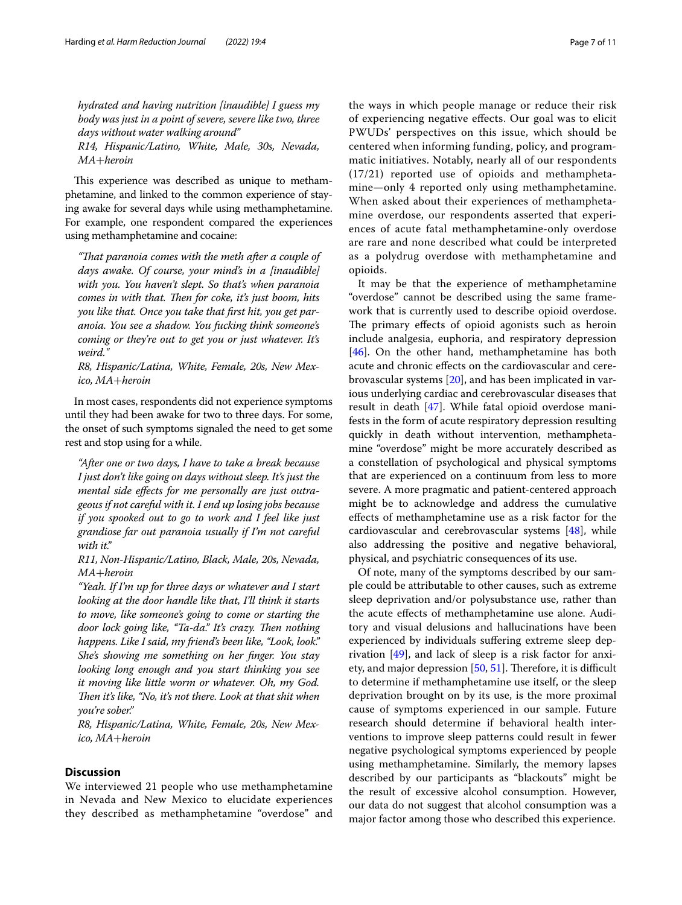*hydrated and having nutrition [inaudible] I guess my body was just in a point of severe, severe like two, three days without water walking around"*
*R14, Hispanic/Latino, White, Male, 30s, Nevada, MA+heroin*

This experience was described as unique to methamphetamine, and linked to the common experience of staying awake for several days while using methamphetamine. For example, one respondent compared the experiences using methamphetamine and cocaine:

> *"That paranoia comes with the meth after a couple of days awake. Of course, your mind's in a [inaudible] with you. You haven't slept. So that's when paranoia comes in with that. Then for coke, it's just boom, hits you like that. Once you take that first hit, you get paranoia. You see a shadow. You fucking think someone's coming or they're out to get you or just whatever. It's weird."*
> *R8, Hispanic/Latina, White, Female, 20s, New Mexico, MA+heroin*

In most cases, respondents did not experience symptoms until they had been awake for two to three days. For some, the onset of such symptoms signaled the need to get some rest and stop using for a while.

> *"After one or two days, I have to take a break because I just don't like going on days without sleep. It's just the mental side effects for me personally are just outrageous if not careful with it. I end up losing jobs because if you spooked out to go to work and I feel like just grandiose far out paranoia usually if I'm not careful with it."*
> *R11, Non-Hispanic/Latino, Black, Male, 20s, Nevada, MA+heroin*
> *"Yeah. If I'm up for three days or whatever and I start looking at the door handle like that, I'll think it starts to move, like someone's going to come or starting the door lock going like, "Ta-da." It's crazy. Then nothing happens. Like I said, my friend's been like, "Look, look." She's showing me something on her finger. You stay looking long enough and you start thinking you see it moving like little worm or whatever. Oh, my God. Then it's like, "No, it's not there. Look at that shit when you're sober."*
> *R8, Hispanic/Latina, White, Female, 20s, New Mexico, MA+heroin*

## Discussion

We interviewed 21 people who use methamphetamine in Nevada and New Mexico to elucidate experiences they described as methamphetamine "overdose" and the ways in which people manage or reduce their risk of experiencing negative effects. Our goal was to elicit PWUDs' perspectives on this issue, which should be centered when informing funding, policy, and programmatic initiatives. Notably, nearly all of our respondents (17/21) reported use of opioids and methamphetamine—only 4 reported only using methamphetamine. When asked about their experiences of methamphetamine overdose, our respondents asserted that experiences of acute fatal methamphetamine-only overdose are rare and none described what could be interpreted as a polydrug overdose with methamphetamine and opioids.

It may be that the experience of methamphetamine "overdose" cannot be described using the same framework that is currently used to describe opioid overdose. The primary effects of opioid agonists such as heroin include analgesia, euphoria, and respiratory depression [46]. On the other hand, methamphetamine has both acute and chronic effects on the cardiovascular and cerebrovascular systems [20], and has been implicated in various underlying cardiac and cerebrovascular diseases that result in death [47]. While fatal opioid overdose manifests in the form of acute respiratory depression resulting quickly in death without intervention, methamphetamine "overdose" might be more accurately described as a constellation of psychological and physical symptoms that are experienced on a continuum from less to more severe. A more pragmatic and patient-centered approach might be to acknowledge and address the cumulative effects of methamphetamine use as a risk factor for the cardiovascular and cerebrovascular systems [48], while also addressing the positive and negative behavioral, physical, and psychiatric consequences of its use.

Of note, many of the symptoms described by our sample could be attributable to other causes, such as extreme sleep deprivation and/or polysubstance use, rather than the acute effects of methamphetamine use alone. Auditory and visual delusions and hallucinations have been experienced by individuals suffering extreme sleep deprivation [49], and lack of sleep is a risk factor for anxiety, and major depression [50, 51]. Therefore, it is difficult to determine if methamphetamine use itself, or the sleep deprivation brought on by its use, is the more proximal cause of symptoms experienced in our sample. Future research should determine if behavioral health interventions to improve sleep patterns could result in fewer negative psychological symptoms experienced by people using methamphetamine. Similarly, the memory lapses described by our participants as "blackouts" might be the result of excessive alcohol consumption. However, our data do not suggest that alcohol consumption was a major factor among those who described this experience.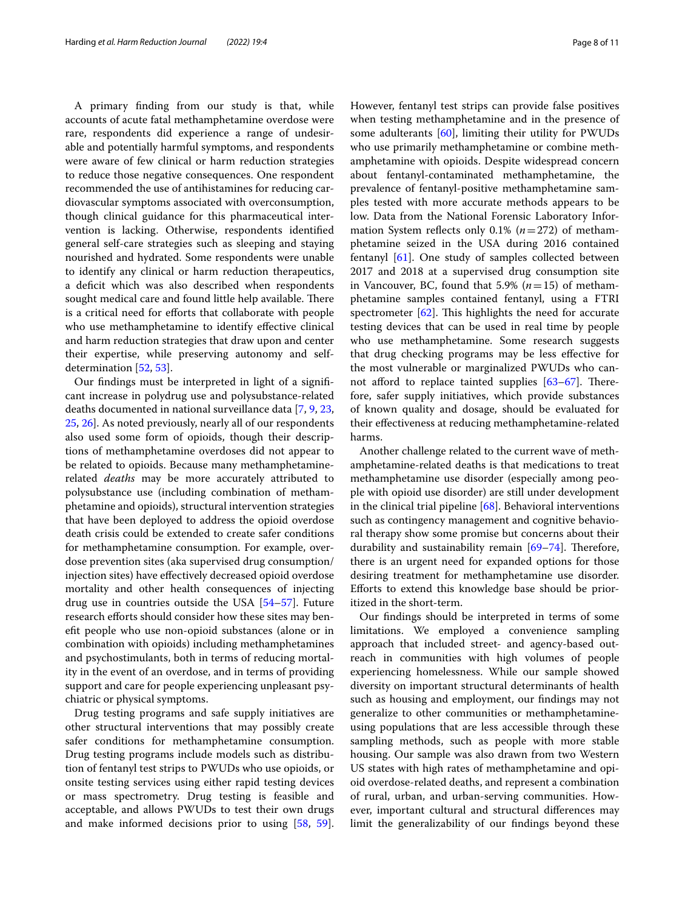A primary finding from our study is that, while accounts of acute fatal methamphetamine overdose were rare, respondents did experience a range of undesirable and potentially harmful symptoms, and respondents were aware of few clinical or harm reduction strategies to reduce those negative consequences. One respondent recommended the use of antihistamines for reducing cardiovascular symptoms associated with overconsumption, though clinical guidance for this pharmaceutical intervention is lacking. Otherwise, respondents identified general self-care strategies such as sleeping and staying nourished and hydrated. Some respondents were unable to identify any clinical or harm reduction therapeutics, a deficit which was also described when respondents sought medical care and found little help available. There is a critical need for efforts that collaborate with people who use methamphetamine to identify effective clinical and harm reduction strategies that draw upon and center their expertise, while preserving autonomy and self-determination [52, 53].

Our findings must be interpreted in light of a significant increase in polydrug use and polysubstance-related deaths documented in national surveillance data [7, 9, 23, 25, 26]. As noted previously, nearly all of our respondents also used some form of opioids, though their descriptions of methamphetamine overdoses did not appear to be related to opioids. Because many methamphetamine-related *deaths* may be more accurately attributed to polysubstance use (including combination of methamphetamine and opioids), structural intervention strategies that have been deployed to address the opioid overdose death crisis could be extended to create safer conditions for methamphetamine consumption. For example, overdose prevention sites (aka supervised drug consumption/injection sites) have effectively decreased opioid overdose mortality and other health consequences of injecting drug use in countries outside the USA [54–57]. Future research efforts should consider how these sites may benefit people who use non-opioid substances (alone or in combination with opioids) including methamphetamines and psychostimulants, both in terms of reducing mortality in the event of an overdose, and in terms of providing support and care for people experiencing unpleasant psychiatric or physical symptoms.

Drug testing programs and safe supply initiatives are other structural interventions that may possibly create safer conditions for methamphetamine consumption. Drug testing programs include models such as distribution of fentanyl test strips to PWUDs who use opioids, or onsite testing services using either rapid testing devices or mass spectrometry. Drug testing is feasible and acceptable, and allows PWUDs to test their own drugs and make informed decisions prior to using [58, 59]. However, fentanyl test strips can provide false positives when testing methamphetamine and in the presence of some adulterants [60], limiting their utility for PWUDs who use primarily methamphetamine or combine methamphetamine with opioids. Despite widespread concern about fentanyl-contaminated methamphetamine, the prevalence of fentanyl-positive methamphetamine samples tested with more accurate methods appears to be low. Data from the National Forensic Laboratory Information System reflects only 0.1% ($n=272$) of methamphetamine seized in the USA during 2016 contained fentanyl [61]. One study of samples collected between 2017 and 2018 at a supervised drug consumption site in Vancouver, BC, found that 5.9% ($n=15$) of methamphetamine samples contained fentanyl, using a FTRI spectrometer [62]. This highlights the need for accurate testing devices that can be used in real time by people who use methamphetamine. Some research suggests that drug checking programs may be less effective for the most vulnerable or marginalized PWUDs who cannot afford to replace tainted supplies [63–67]. Therefore, safer supply initiatives, which provide substances of known quality and dosage, should be evaluated for their effectiveness at reducing methamphetamine-related harms.

Another challenge related to the current wave of methamphetamine-related deaths is that medications to treat methamphetamine use disorder (especially among people with opioid use disorder) are still under development in the clinical trial pipeline [68]. Behavioral interventions such as contingency management and cognitive behavioral therapy show some promise but concerns about their durability and sustainability remain [69–74]. Therefore, there is an urgent need for expanded options for those desiring treatment for methamphetamine use disorder. Efforts to extend this knowledge base should be prioritized in the short-term.

Our findings should be interpreted in terms of some limitations. We employed a convenience sampling approach that included street- and agency-based outreach in communities with high volumes of people experiencing homelessness. While our sample showed diversity on important structural determinants of health such as housing and employment, our findings may not generalize to other communities or methamphetamine-using populations that are less accessible through these sampling methods, such as people with more stable housing. Our sample was also drawn from two Western US states with high rates of methamphetamine and opioid overdose-related deaths, and represent a combination of rural, urban, and urban-serving communities. However, important cultural and structural differences may limit the generalizability of our findings beyond these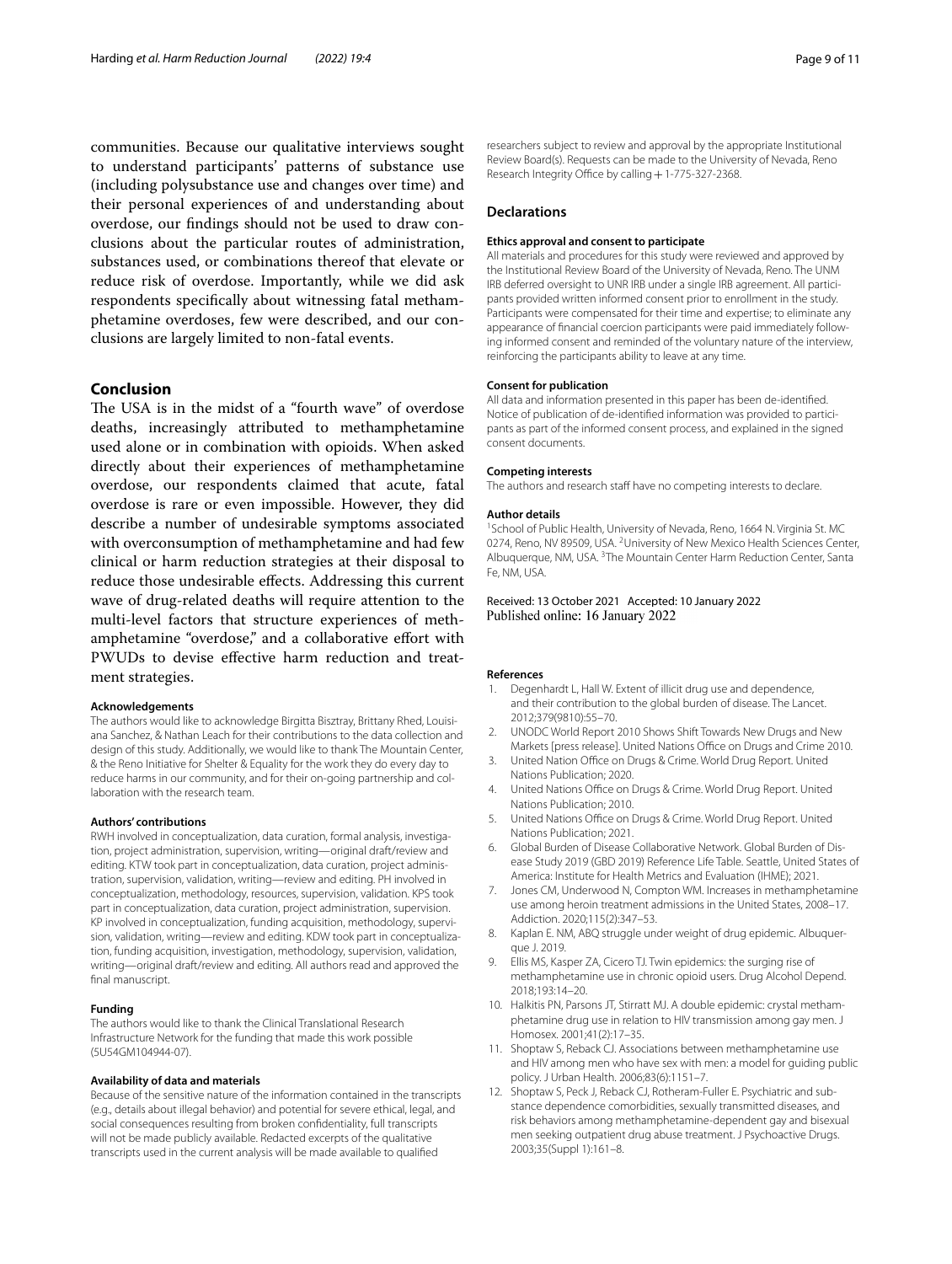communities. Because our qualitative interviews sought to understand participants' patterns of substance use (including polysubstance use and changes over time) and their personal experiences of and understanding about overdose, our findings should not be used to draw conclusions about the particular routes of administration, substances used, or combinations thereof that elevate or reduce risk of overdose. Importantly, while we did ask respondents specifically about witnessing fatal methamphetamine overdoses, few were described, and our conclusions are largely limited to non-fatal events.

## Conclusion

The USA is in the midst of a "fourth wave" of overdose deaths, increasingly attributed to methamphetamine used alone or in combination with opioids. When asked directly about their experiences of methamphetamine overdose, our respondents claimed that acute, fatal overdose is rare or even impossible. However, they did describe a number of undesirable symptoms associated with overconsumption of methamphetamine and had few clinical or harm reduction strategies at their disposal to reduce those undesirable effects. Addressing this current wave of drug-related deaths will require attention to the multi-level factors that structure experiences of methamphetamine "overdose," and a collaborative effort with PWUDs to devise effective harm reduction and treatment strategies.

#### Acknowledgements

The authors would like to acknowledge Birgitta Bisztray, Brittany Rhed, Louisiana Sanchez, & Nathan Leach for their contributions to the data collection and design of this study. Additionally, we would like to thank The Mountain Center, & the Reno Initiative for Shelter & Equality for the work they do every day to reduce harms in our community, and for their on-going partnership and collaboration with the research team.

#### Authors' contributions

RWH involved in conceptualization, data curation, formal analysis, investigation, project administration, supervision, writing—original draft/review and editing. KTW took part in conceptualization, data curation, project administration, supervision, validation, writing—review and editing. PH involved in conceptualization, methodology, resources, supervision, validation. KPS took part in conceptualization, data curation, project administration, supervision. KP involved in conceptualization, funding acquisition, methodology, supervision, validation, writing—review and editing. KDW took part in conceptualization, funding acquisition, investigation, methodology, supervision, validation, writing—original draft/review and editing. All authors read and approved the final manuscript.

#### Funding

The authors would like to thank the Clinical Translational Research Infrastructure Network for the funding that made this work possible (5U54GM104944-07).

#### Availability of data and materials

Because of the sensitive nature of the information contained in the transcripts (e.g., details about illegal behavior) and potential for severe ethical, legal, and social consequences resulting from broken confidentiality, full transcripts will not be made publicly available. Redacted excerpts of the qualitative transcripts used in the current analysis will be made available to qualified researchers subject to review and approval by the appropriate Institutional Review Board(s). Requests can be made to the University of Nevada, Reno Research Integrity Office by calling + 1-775-327-2368.

### Declarations

#### Ethics approval and consent to participate

All materials and procedures for this study were reviewed and approved by the Institutional Review Board of the University of Nevada, Reno. The UNM IRB deferred oversight to UNR IRB under a single IRB agreement. All participants provided written informed consent prior to enrollment in the study. Participants were compensated for their time and expertise; to eliminate any appearance of financial coercion participants were paid immediately following informed consent and reminded of the voluntary nature of the interview, reinforcing the participants ability to leave at any time.

#### Consent for publication

All data and information presented in this paper has been de-identified. Notice of publication of de-identified information was provided to participants as part of the informed consent process, and explained in the signed consent documents.

#### Competing interests

The authors and research staff have no competing interests to declare.

#### Author details

[1]School of Public Health, University of Nevada, Reno, 1664 N. Virginia St. MC 0274, Reno, NV 89509, USA. [2]University of New Mexico Health Sciences Center, Albuquerque, NM, USA. [3]The Mountain Center Harm Reduction Center, Santa Fe, NM, USA.

Received: 13 October 2021 Accepted: 10 January 2022
Published online: 16 January 2022

#### References

1. Degenhardt L, Hall W. Extent of illicit drug use and dependence, and their contribution to the global burden of disease. The Lancet. 2012;379(9810):55–70.
2. UNODC World Report 2010 Shows Shift Towards New Drugs and New Markets [press release]. United Nations Office on Drugs and Crime 2010.
3. United Nation Office on Drugs & Crime. World Drug Report. United Nations Publication; 2020.
4. United Nations Office on Drugs & Crime. World Drug Report. United Nations Publication; 2010.
5. United Nations Office on Drugs & Crime. World Drug Report. United Nations Publication; 2021.
6. Global Burden of Disease Collaborative Network. Global Burden of Disease Study 2019 (GBD 2019) Reference Life Table. Seattle, United States of America: Institute for Health Metrics and Evaluation (IHME); 2021.
7. Jones CM, Underwood N, Compton WM. Increases in methamphetamine use among heroin treatment admissions in the United States, 2008–17. Addiction. 2020;115(2):347–53.
8. Kaplan E. NM, ABQ struggle under weight of drug epidemic. Albuquerque J. 2019.
9. Ellis MS, Kasper ZA, Cicero TJ. Twin epidemics: the surging rise of methamphetamine use in chronic opioid users. Drug Alcohol Depend. 2018;193:14–20.
10. Halkitis PN, Parsons JT, Stirratt MJ. A double epidemic: crystal methamphetamine drug use in relation to HIV transmission among gay men. J Homosex. 2001;41(2):17–35.
11. Shoptaw S, Reback CJ. Associations between methamphetamine use and HIV among men who have sex with men: a model for guiding public policy. J Urban Health. 2006;83(6):1151–7.
12. Shoptaw S, Peck J, Reback CJ, Rotheram-Fuller E. Psychiatric and substance dependence comorbidities, sexually transmitted diseases, and risk behaviors among methamphetamine-dependent gay and bisexual men seeking outpatient drug abuse treatment. J Psychoactive Drugs. 2003;35(Suppl 1):161–8.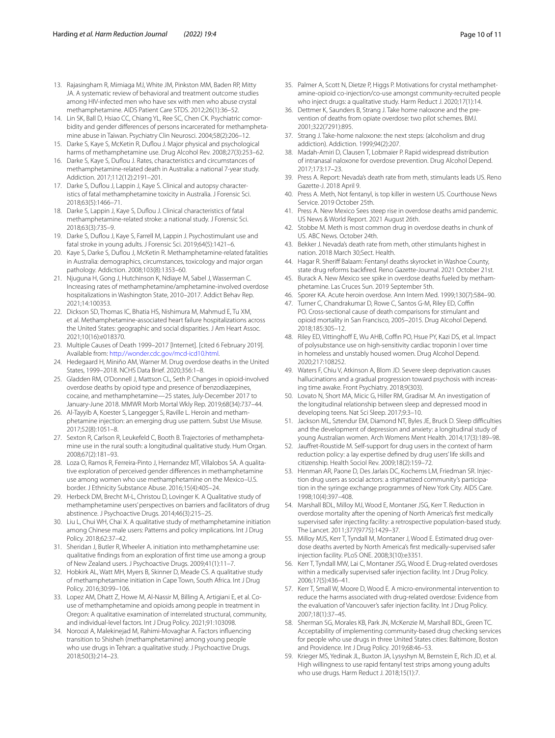13. Rajasingham R, Mimiaga MJ, White JM, Pinkston MM, Baden RP, Mitty JA. A systematic review of behavioral and treatment outcome studies among HIV-infected men who have sex with men who abuse crystal methamphetamine. AIDS Patient Care STDS. 2012;26(1):36–52.
14. Lin SK, Ball D, Hsiao CC, Chiang YL, Ree SC, Chen CK. Psychiatric comorbidity and gender differences of persons incarcerated for methamphetamine abuse in Taiwan. Psychiatry Clin Neurosci. 2004;58(2):206–12.
15. Darke S, Kaye S, McKetin R, Duflou J. Major physical and psychological harms of methamphetamine use. Drug Alcohol Rev. 2008;27(3):253–62.
16. Darke S, Kaye S, Duflou J. Rates, characteristics and circumstances of methamphetamine-related death in Australia: a national 7-year study. Addiction. 2017;112(12):2191–201.
17. Darke S, Duflou J, Lappin J, Kaye S. Clinical and autopsy characteristics of fatal methamphetamine toxicity in Australia. J Forensic Sci. 2018;63(5):1466–71.
18. Darke S, Lappin J, Kaye S, Duflou J. Clinical characteristics of fatal methamphetamine-related stroke: a national study. J Forensic Sci. 2018;63(3):735–9.
19. Darke S, Duflou J, Kaye S, Farrell M, Lappin J. Psychostimulant use and fatal stroke in young adults. J Forensic Sci. 2019;64(5):1421–6.
20. Kaye S, Darke S, Duflou J, McKetin R. Methamphetamine-related fatalities in Australia: demographics, circumstances, toxicology and major organ pathology. Addiction. 2008;103(8):1353–60.
21. Njuguna H, Gong J, Hutchinson K, Ndiaye M, Sabel J, Wasserman C. Increasing rates of methamphetamine/amphetamine-involved overdose hospitalizations in Washington State, 2010–2017. Addict Behav Rep. 2021;14:100353.
22. Dickson SD, Thomas IC, Bhatia HS, Nishimura M, Mahmud E, Tu XM, et al. Methamphetamine-associated heart failure hospitalizations across the United States: geographic and social disparities. J Am Heart Assoc. 2021;10(16):e018370.
23. Multiple Causes of Death 1999–2017 [Internet]. [cited 6 February 2019]. Available from: http://wonder.cdc.gov/mcd-icd10.html.
24. Hedegaard H, Miniño AM, Warner M. Drug overdose deaths in the United States, 1999–2018. NCHS Data Brief. 2020;356:1–8.
25. Gladden RM, O'Donnell J, Mattson CL, Seth P. Changes in opioid-involved overdose deaths by opioid type and presence of benzodiazepines, cocaine, and methamphetamine—25 states, July-December 2017 to January-June 2018. MMWR Morb Mortal Wkly Rep. 2019;68(34):737–44.
26. Al-Tayyib A, Koester S, Langegger S, Raville L. Heroin and methamphetamine injection: an emerging drug use pattern. Subst Use Misuse. 2017;52(8):1051–8.
27. Sexton R, Carlson R, Leukefeld C, Booth B. Trajectories of methamphetamine use in the rural south: a longitudinal qualitative study. Hum Organ. 2008;67(2):181–93.
28. Loza O, Ramos R, Ferreira-Pinto J, Hernandez MT, Villalobos SA. A qualitative exploration of perceived gender differences in methamphetamine use among women who use methamphetamine on the Mexico–U.S. border. J Ethnicity Substance Abuse. 2016;15(4):405–24.
29. Herbeck DM, Brecht M-L, Christou D, Lovinger K. A Qualitative study of methamphetamine users' perspectives on barriers and facilitators of drug abstinence. J Psychoactive Drugs. 2014;46(3):215–25.
30. Liu L, Chui WH, Chai X. A qualitative study of methamphetamine initiation among Chinese male users: Patterns and policy implications. Int J Drug Policy. 2018;62:37–42.
31. Sheridan J, Butler R, Wheeler A. initiation into methamphetamine use: qualitative findings from an exploration of first time use among a group of New Zealand users. J Psychoactive Drugs. 2009;41(1):11–7.
32. Hobkirk AL, Watt MH, Myers B, Skinner D, Meade CS. A qualitative study of methamphetamine initiation in Cape Town, South Africa. Int J Drug Policy. 2016;30:99–106.
33. Lopez AM, Dhatt Z, Howe M, Al-Nassir M, Billing A, Artigiani E, et al. Co-use of methamphetamine and opioids among people in treatment in Oregon: A qualitative examination of interrelated structural, community, and individual-level factors. Int J Drug Policy. 2021;91:103098.
34. Noroozi A, Malekinejad M, Rahimi-Movaghar A. Factors influencing transition to Shisheh (methamphetamine) among young people who use drugs in Tehran: a qualitative study. J Psychoactive Drugs. 2018;50(3):214–23.
35. Palmer A, Scott N, Dietze P, Higgs P. Motivations for crystal methamphetamine-opioid co-injection/co-use amongst community-recruited people who inject drugs: a qualitative study. Harm Reduct J. 2020;17(1):14.
36. Dettmer K, Saunders B, Strang J. Take home naloxone and the prevention of deaths from opiate overdose: two pilot schemes. BMJ. 2001;322(7291):895.
37. Strang J. Take-home naloxone: the next steps: (alcoholism and drug addiction). Addiction. 1999;94(2):207.
38. Madah-Amiri D, Clausen T, Lobmaier P. Rapid widespread distribution of intranasal naloxone for overdose prevention. Drug Alcohol Depend. 2017;173:17–23.
39. Press A. Report: Nevada's death rate from meth, stimulants leads US. Reno Gazette-J. 2018 April 9.
40. Press A. Meth, Not fentanyl, is top killer in western US. Courthouse News Service. 2019 October 25th.
41. Press A. New Mexico Sees steep rise in overdose deaths amid pandemic. US News & World Report. 2021 August 26th.
42. Stobbe M. Meth is most common drug in overdose deaths in chunk of US. ABC News. October 24th.
43. Bekker J. Nevada's death rate from meth, other stimulants highest in nation. 2018 March 30;Sect. Health.
44. Hagar R. Sheriff Balaam: Fentanyl deaths skyrocket in Washoe County, state drug reforms backfired. Reno Gazette-Journal. 2021 October 21st.
45. Burack A. Las Cruces see spike in overdose deaths fueled by methamphetamine. Las Cruces Sun. 2019 September 5th.
46. Sporer KA. Acute heroin overdose. Ann Intern Med. 1999;130(7):584–90.
47. Turner C, Chandrakumar D, Rowe C, Santos G-M, Riley ED, Coffin PO. Cross-sectional cause of death comparisons for stimulant and opioid mortality in San Francisco, 2005–2015. Drug Alcohol Depend. 2018;185:305–12.
48. Riley ED, Vittinghoff E, Wu AHB, Coffin PO, Hsue PY, Kazi DS, et al. Impact of polysubstance use on high-sensitivity cardiac troponin I over time in homeless and unstably housed women. Drug Alcohol Depend. 2020;217:108252.
49. Waters F, Chiu V, Atkinson A, Blom JD. Severe sleep deprivation causes hallucinations and a gradual progression toward psychosis with increasing time awake. Front Psychiatry. 2018;9(303).
50. Lovato N, Short MA, Micic G, Hiller RM, Gradisar M. An investigation of the longitudinal relationship between sleep and depressed mood in developing teens. Nat Sci Sleep. 2017;9:3–10.
51. Jackson ML, Sztendur EM, Diamond NT, Byles JE, Bruck D. Sleep difficulties and the development of depression and anxiety: a longitudinal study of young Australian women. Arch Womens Ment Health. 2014;17(3):189–98.
52. Jauffret-Roustide M. Self-support for drug users in the context of harm reduction policy: a lay expertise defined by drug users' life skills and citizenship. Health Sociol Rev. 2009;18(2):159–72.
53. Henman AR, Paone D, Des Jarlais DC, Kochems LM, Friedman SR. Injection drug users as social actors: a stigmatized community's participation in the syringe exchange programmes of New York City. AIDS Care. 1998;10(4):397–408.
54. Marshall BDL, Milloy MJ, Wood E, Montaner JSG, Kerr T. Reduction in overdose mortality after the opening of North America's first medically supervised safer injecting facility: a retrospective population-based study. The Lancet. 2011;377(9775):1429–37.
55. Milloy MJS, Kerr T, Tyndall M, Montaner J, Wood E. Estimated drug overdose deaths averted by North America's first medically-supervised safer injection facility. PLoS ONE. 2008;3(10):e3351.
56. Kerr T, Tyndall MW, Lai C, Montaner JSG, Wood E. Drug-related overdoses within a medically supervised safer injection facility. Int J Drug Policy. 2006;17(5):436–41.
57. Kerr T, Small W, Moore D, Wood E. A micro-environmental intervention to reduce the harms associated with drug-related overdose: Evidence from the evaluation of Vancouver's safer injection facility. Int J Drug Policy. 2007;18(1):37–45.
58. Sherman SG, Morales KB, Park JN, McKenzie M, Marshall BDL, Green TC. Acceptability of implementing community-based drug checking services for people who use drugs in three United States cities: Baltimore, Boston and Providence. Int J Drug Policy. 2019;68:46–53.
59. Krieger MS, Yedinak JL, Buxton JA, Lysyshyn M, Bernstein E, Rich JD, et al. High willingness to use rapid fentanyl test strips among young adults who use drugs. Harm Reduct J. 2018;15(1):7.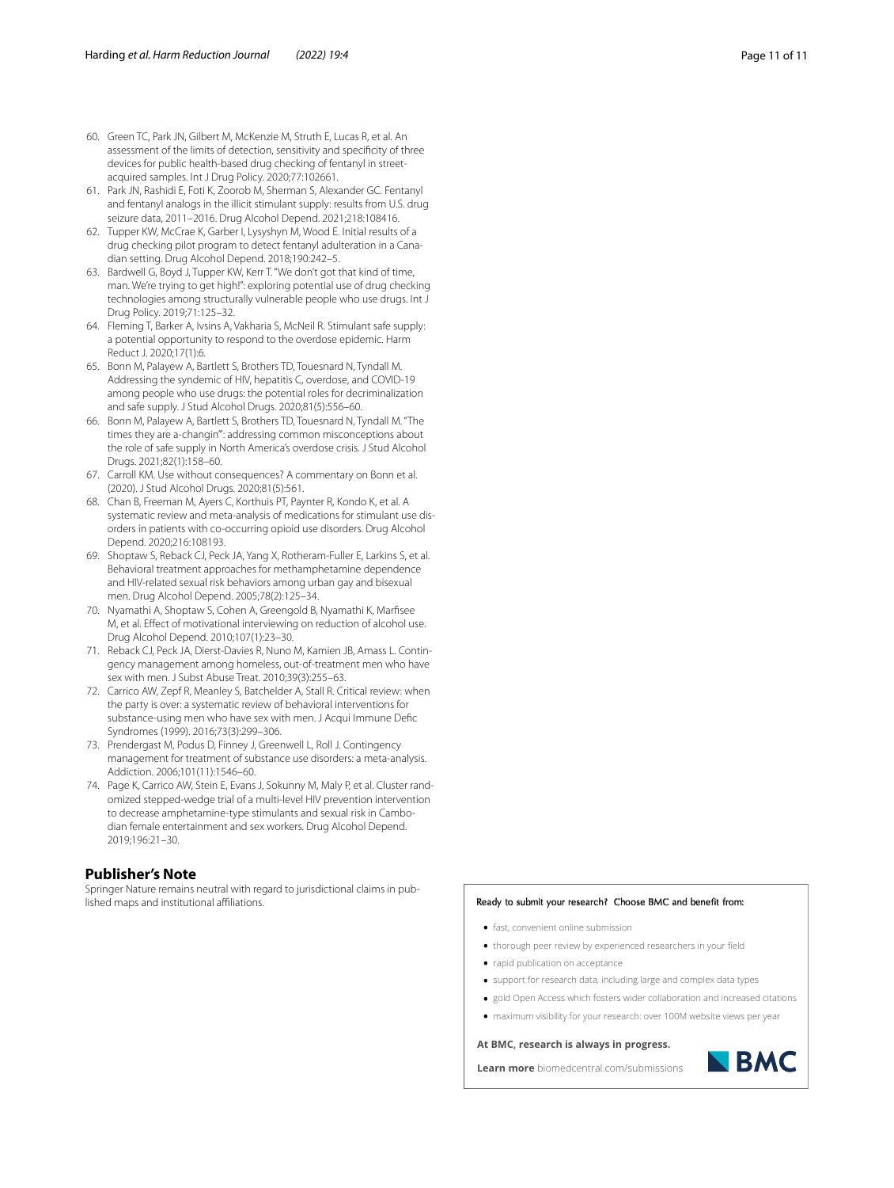60. Green TC, Park JN, Gilbert M, McKenzie M, Struth E, Lucas R, et al. An assessment of the limits of detection, sensitivity and specificity of three devices for public health-based drug checking of fentanyl in street-acquired samples. Int J Drug Policy. 2020;77:102661.
61. Park JN, Rashidi E, Foti K, Zoorob M, Sherman S, Alexander GC. Fentanyl and fentanyl analogs in the illicit stimulant supply: results from U.S. drug seizure data, 2011–2016. Drug Alcohol Depend. 2021;218:108416.
62. Tupper KW, McCrae K, Garber I, Lysyshyn M, Wood E. Initial results of a drug checking pilot program to detect fentanyl adulteration in a Canadian setting. Drug Alcohol Depend. 2018;190:242–5.
63. Bardwell G, Boyd J, Tupper KW, Kerr T. "We don't got that kind of time, man. We're trying to get high!": exploring potential use of drug checking technologies among structurally vulnerable people who use drugs. Int J Drug Policy. 2019;71:125–32.
64. Fleming T, Barker A, Ivsins A, Vakharia S, McNeil R. Stimulant safe supply: a potential opportunity to respond to the overdose epidemic. Harm Reduct J. 2020;17(1):6.
65. Bonn M, Palayew A, Bartlett S, Brothers TD, Touesnard N, Tyndall M. Addressing the syndemic of HIV, hepatitis C, overdose, and COVID-19 among people who use drugs: the potential roles for decriminalization and safe supply. J Stud Alcohol Drugs. 2020;81(5):556–60.
66. Bonn M, Palayew A, Bartlett S, Brothers TD, Touesnard N, Tyndall M. "The times they are a-changin'": addressing common misconceptions about the role of safe supply in North America's overdose crisis. J Stud Alcohol Drugs. 2021;82(1):158–60.
67. Carroll KM. Use without consequences? A commentary on Bonn et al. (2020). J Stud Alcohol Drugs. 2020;81(5):561.
68. Chan B, Freeman M, Ayers C, Korthuis PT, Paynter R, Kondo K, et al. A systematic review and meta-analysis of medications for stimulant use disorders in patients with co-occurring opioid use disorders. Drug Alcohol Depend. 2020;216:108193.
69. Shoptaw S, Reback CJ, Peck JA, Yang X, Rotheram-Fuller E, Larkins S, et al. Behavioral treatment approaches for methamphetamine dependence and HIV-related sexual risk behaviors among urban gay and bisexual men. Drug Alcohol Depend. 2005;78(2):125–34.
70. Nyamathi A, Shoptaw S, Cohen A, Greengold B, Nyamathi K, Marfisee M, et al. Effect of motivational interviewing on reduction of alcohol use. Drug Alcohol Depend. 2010;107(1):23–30.
71. Reback CJ, Peck JA, Dierst-Davies R, Nuno M, Kamien JB, Amass L. Contingency management among homeless, out-of-treatment men who have sex with men. J Subst Abuse Treat. 2010;39(3):255–63.
72. Carrico AW, Zepf R, Meanley S, Batchelder A, Stall R. Critical review: when the party is over: a systematic review of behavioral interventions for substance-using men who have sex with men. J Acqui Immune Defic Syndromes (1999). 2016;73(3):299–306.
73. Prendergast M, Podus D, Finney J, Greenwell L, Roll J. Contingency management for treatment of substance use disorders: a meta-analysis. Addiction. 2006;101(11):1546–60.
74. Page K, Carrico AW, Stein E, Evans J, Sokunny M, Maly P, et al. Cluster randomized stepped-wedge trial of a multi-level HIV prevention intervention to decrease amphetamine-type stimulants and sexual risk in Cambodian female entertainment and sex workers. Drug Alcohol Depend. 2019;196:21–30.

## Publisher's Note

Springer Nature remains neutral with regard to jurisdictional claims in published maps and institutional affiliations.

Ready to submit your research? Choose BMC and benefit from:

- fast, convenient online submission
- thorough peer review by experienced researchers in your field
- rapid publication on acceptance
- support for research data, including large and complex data types
- gold Open Access which fosters wider collaboration and increased citations
- maximum visibility for your research: over 100M website views per year

**At BMC, research is always in progress.**

**Learn more** biomedcentral.com/submissions

BMC